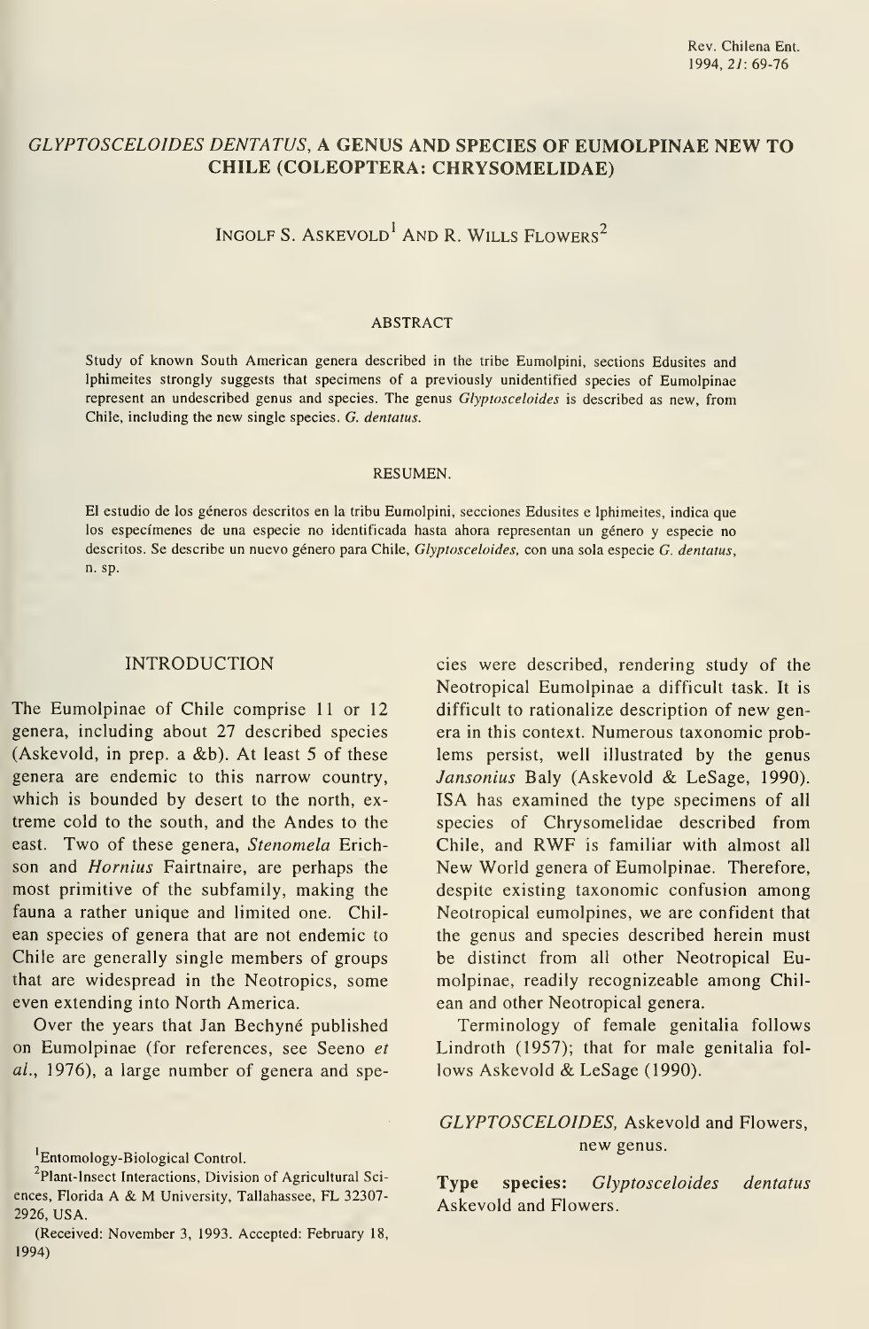# *GLYPTOSCELOIDES DENTATUS*, A GENUS AND SPECIES OF EUMOLPINAE NEW TO CHILE (COLEOPTERA: CHRYSOMELIDAE)

INGOLF S. ASKEVOLD[1] AND R. WILLS FLOWERS[2]

## ABSTRACT

Study of known South American genera described in the tribe Eumolpini, sections Edusites and Iphimeites strongly suggests that specimens of a previously unidentified species of Eumolpinae represent an undescribed genus and species. The genus *Glyptosceloides* is described as new, from Chile, including the new single species. *G. dentatus*.

## RESUMEN.

El estudio de los géneros descritos en la tribu Eumolpini, secciones Edusites e Iphimeites, indica que los especímenes de una especie no identificada hasta ahora representan un género y especie no descritos. Se describe un nuevo género para Chile, *Glyptosceloides*, con una sola especie *G. dentatus*, n. sp.

## INTRODUCTION

The Eumolpinae of Chile comprise 11 or 12 genera, including about 27 described species (Askevold, in prep. a &b). At least 5 of these genera are endemic to this narrow country, which is bounded by desert to the north, extreme cold to the south, and the Andes to the east. Two of these genera, *Stenomela* Erichson and *Hornius* Fairtnaire, are perhaps the most primitive of the subfamily, making the fauna a rather unique and limited one. Chilean species of genera that are not endemic to Chile are generally single members of groups that are widespread in the Neotropics, some even extending into North America.

Over the years that Jan Bechyné published on Eumolpinae (for references, see Seeno *et al.*, 1976), a large number of genera and species were described, rendering study of the Neotropical Eumolpinae a difficult task. It is difficult to rationalize description of new genera in this context. Numerous taxonomic problems persist, well illustrated by the genus *Jansonius* Baly (Askevold & LeSage, 1990). ISA has examined the type specimens of all species of Chrysomelidae described from Chile, and RWF is familiar with almost all New World genera of Eumolpinae. Therefore, despite existing taxonomic confusion among Neotropical eumolpines, we are confident that the genus and species described herein must be distinct from all other Neotropical Eumolpinae, readily recognizeable among Chilean and other Neotropical genera.

Terminology of female genitalia follows Lindroth (1957); that for male genitalia follows Askevold & LeSage (1990).

### *GLYPTOSCELOIDES*, Askevold and Flowers, new genus.

**Type species:** *Glyptosceloides dentatus* Askevold and Flowers.

[1]Entomology-Biological Control.

[2]Plant-Insect Interactions, Division of Agricultural Sciences, Florida A & M University, Tallahassee, FL 32307-2926, USA.

(Received: November 3, 1993. Accepted: February 18, 1994)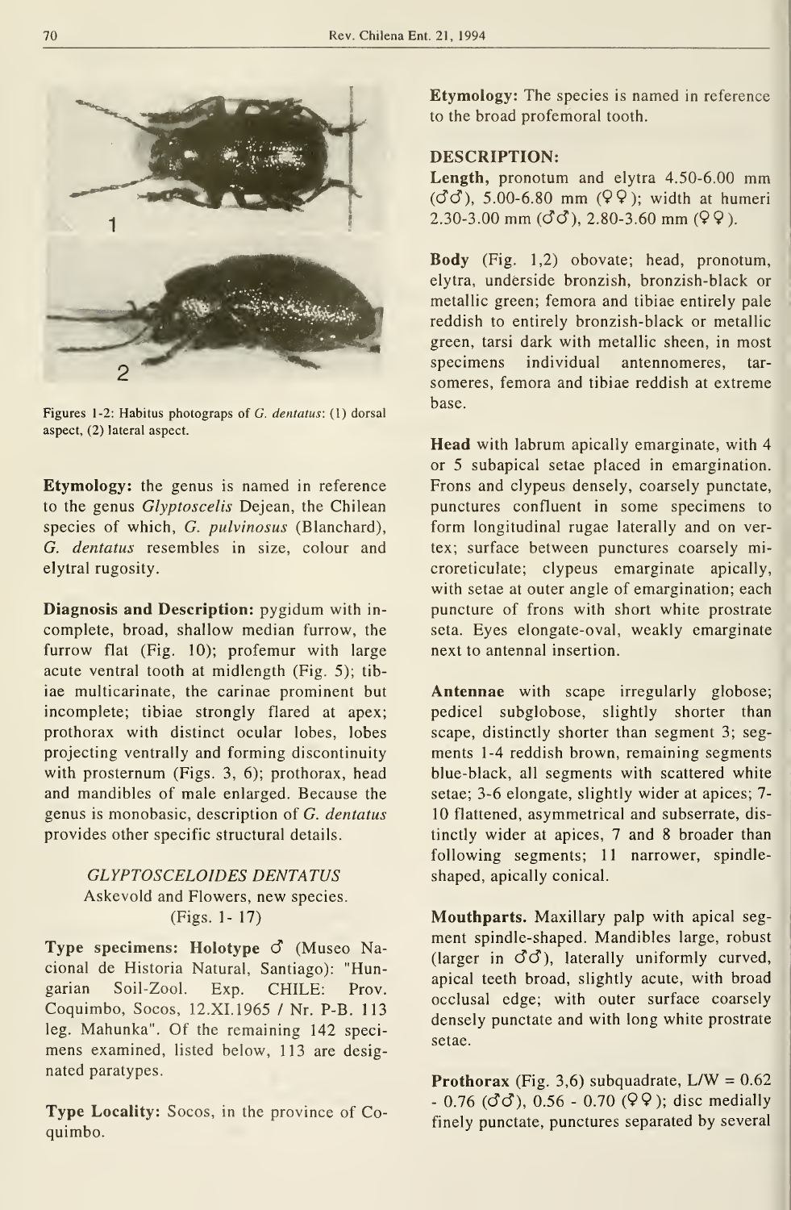Figures 1-2: Habitus photograps of *G. dentatus*: (1) dorsal aspect, (2) lateral aspect.

**Etymology:** the genus is named in reference to the genus *Glyptoscelis* Dejean, the Chilean species of which, *G. pulvinosus* (Blanchard), *G. dentatus* resembles in size, colour and elytral rugosity.

**Diagnosis and Description:** pygidum with incomplete, broad, shallow median furrow, the furrow flat (Fig. 10); profemur with large acute ventral tooth at midlength (Fig. 5); tibiae multicarinate, the carinae prominent but incomplete; tibiae strongly flared at apex; prothorax with distinct ocular lobes, lobes projecting ventrally and forming discontinuity with prosternum (Figs. 3, 6); prothorax, head and mandibles of male enlarged. Because the genus is monobasic, description of *G. dentatus* provides other specific structural details.

### *GLYPTOSCELOIDES DENTATUS*
Askevold and Flowers, new species.
(Figs. 1- 17)

**Type specimens: Holotype ♂** (Museo Nacional de Historia Natural, Santiago): "Hungarian Soil-Zool. Exp. CHILE: Prov. Coquimbo, Socos, 12.XI.1965 / Nr. P-B. 113 leg. Mahunka". Of the remaining 142 specimens examined, listed below, 113 are designated paratypes.

**Type Locality:** Socos, in the province of Coquimbo.

**Etymology:** The species is named in reference to the broad profemoral tooth.

### DESCRIPTION:

**Length,** pronotum and elytra 4.50-6.00 mm (♂♂), 5.00-6.80 mm (♀♀); width at humeri 2.30-3.00 mm (♂♂), 2.80-3.60 mm (♀♀).

**Body** (Fig. 1,2) obovate; head, pronotum, elytra, underside bronzish, bronzish-black or metallic green; femora and tibiae entirely pale reddish to entirely bronzish-black or metallic green, tarsi dark with metallic sheen, in most specimens individual antennomeres, tarsomeres, femora and tibiae reddish at extreme base.

**Head** with labrum apically emarginate, with 4 or 5 subapical setae placed in emargination. Frons and clypeus densely, coarsely punctate, punctures confluent in some specimens to form longitudinal rugae laterally and on vertex; surface between punctures coarsely microreticulate; clypeus emarginate apically, with setae at outer angle of emargination; each puncture of frons with short white prostrate seta. Eyes elongate-oval, weakly emarginate next to antennal insertion.

**Antennae** with scape irregularly globose; pedicel subglobose, slightly shorter than scape, distinctly shorter than segment 3; segments 1-4 reddish brown, remaining segments blue-black, all segments with scattered white setae; 3-6 elongate, slightly wider at apices; 7-10 flattened, asymmetrical and subserrate, distinctly wider at apices, 7 and 8 broader than following segments; 11 narrower, spindle-shaped, apically conical.

**Mouthparts.** Maxillary palp with apical segment spindle-shaped. Mandibles large, robust (larger in ♂♂), laterally uniformly curved, apical teeth broad, slightly acute, with broad occlusal edge; with outer surface coarsely densely punctate and with long white prostrate setae.

**Prothorax** (Fig. 3,6) subquadrate, L/W = 0.62 - 0.76 (♂♂), 0.56 - 0.70 (♀♀); disc medially finely punctate, punctures separated by several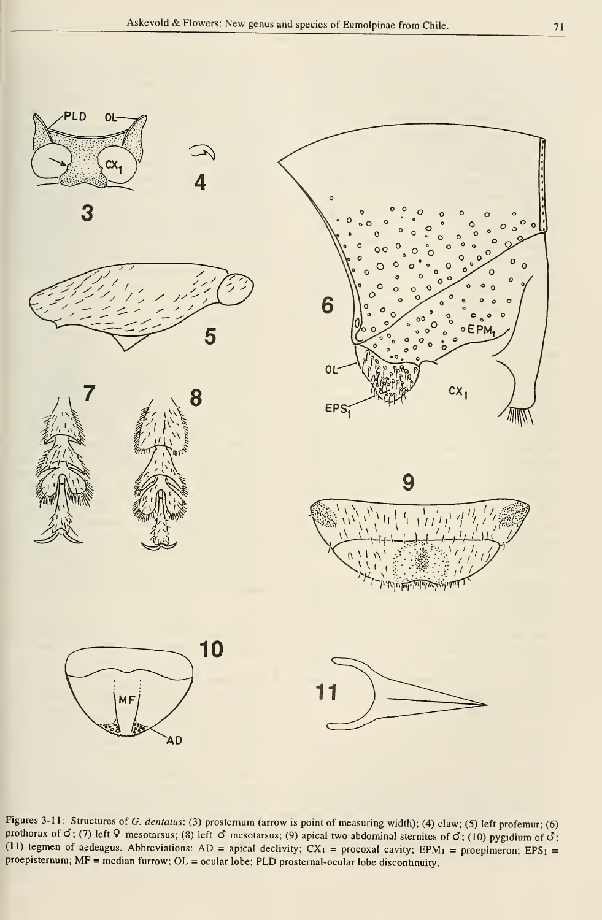Figures 3-11: Structures of *G. dentatus*: (3) prosternum (arrow is point of measuring width); (4) claw; (5) left profemur; (6) prothorax of ♂; (7) left ♀ mesotarsus; (8) left ♂ mesotarsus; (9) apical two abdominal sternites of ♂; (10) pygidium of ♂; (11) tegmen of aedeagus. Abbreviations: AD = apical declivity; $CX_1$ = procoxal cavity; $EPM_1$ = proepimeron; $EPS_1$ = proepisternum; MF = median furrow; OL = ocular lobe; PLD prosternal-ocular lobe discontinuity.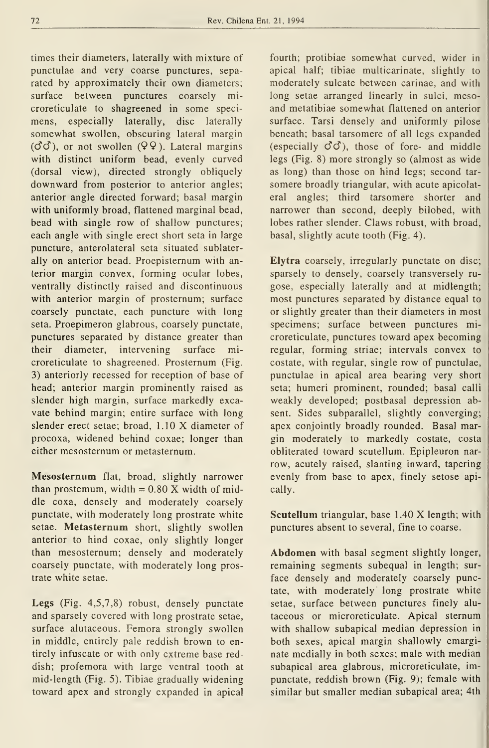times their diameters, laterally with mixture of punctulae and very coarse punctures, separated by approximately their own diameters; surface between punctures coarsely microreticulate to shagreened in some specimens, especially laterally, disc laterally somewhat swollen, obscuring lateral margin (♂♂), or not swollen (♀♀). Lateral margins with distinct uniform bead, evenly curved (dorsal view), directed strongly obliquely downward from posterior to anterior angles; anterior angle directed forward; basal margin with uniformly broad, flattened marginal bead, bead with single row of shallow punctures; each angle with single erect short seta in large puncture, anterolateral seta situated sublaterally on anterior bead. Proepisternum with anterior margin convex, forming ocular lobes, ventrally distinctly raised and discontinuous with anterior margin of prosternum; surface coarsely punctate, each puncture with long seta. Proepimeron glabrous, coarsely punctate, punctures separated by distance greater than their diameter, intervening surface microreticulate to shagreened. Prosternum (Fig. 3) anteriorly recessed for reception of base of head; anterior margin prominently raised as slender high margin, surface markedly excavate behind margin; entire surface with long slender erect setae; broad, 1.10 X diameter of procoxa, widened behind coxae; longer than either mesosternum or metasternum.

**Mesosternum** flat, broad, slightly narrower than prosternum, width = 0.80 X width of middle coxa, densely and moderately coarsely punctate, with moderately long prostrate white setae. **Metasternum** short, slightly swollen anterior to hind coxae, only slightly longer than mesosternum; densely and moderately coarsely punctate, with moderately long prostrate white setae.

**Legs** (Fig. 4,5,7,8) robust, densely punctate and sparsely covered with long prostrate setae, surface alutaceous. Femora strongly swollen in middle, entirely pale reddish brown to entirely infuscate or with only extreme base reddish; profemora with large ventral tooth at mid-length (Fig. 5). Tibiae gradually widening toward apex and strongly expanded in apical fourth; protibiae somewhat curved, wider in apical half; tibiae multicarinate, slightly to moderately sulcate between carinae, and with long setae arranged linearly in sulci, meso- and metatibiae somewhat flattened on anterior surface. Tarsi densely and uniformly pilose beneath; basal tarsomere of all legs expanded (especially ♂♂), those of fore- and middle legs (Fig. 8) more strongly so (almost as wide as long) than those on hind legs; second tarsomere broadly triangular, with acute apicolateral angles; third tarsomere shorter and narrower than second, deeply bilobed, with lobes rather slender. Claws robust, with broad, basal, slightly acute tooth (Fig. 4).

**Elytra** coarsely, irregularly punctate on disc; sparsely to densely, coarsely transversely rugose, especially laterally and at midlength; most punctures separated by distance equal to or slightly greater than their diameters in most specimens; surface between punctures microreticulate, punctures toward apex becoming regular, forming striae; intervals convex to costate, with regular, single row of punctulae, punctulae in apical area bearing very short seta; humeri prominent, rounded; basal calli weakly developed; postbasal depression absent. Sides subparallel, slightly converging; apex conjointly broadly rounded. Basal margin moderately to markedly costate, costa obliterated toward scutellum. Epipleuron narrow, acutely raised, slanting inward, tapering evenly from base to apex, finely setose apically.

**Scutellum** triangular, base 1.40 X length; with punctures absent to several, fine to coarse.

**Abdomen** with basal segment slightly longer, remaining segments subequal in length; surface densely and moderately coarsely punctate, with moderately long prostrate white setae, surface between punctures finely alutaceous or microreticulate. Apical sternum with shallow subapical median depression in both sexes, apical margin shallowly emarginate medially in both sexes; male with median subapical area glabrous, microreticulate, impunctate, reddish brown (Fig. 9); female with similar but smaller median subapical area; 4th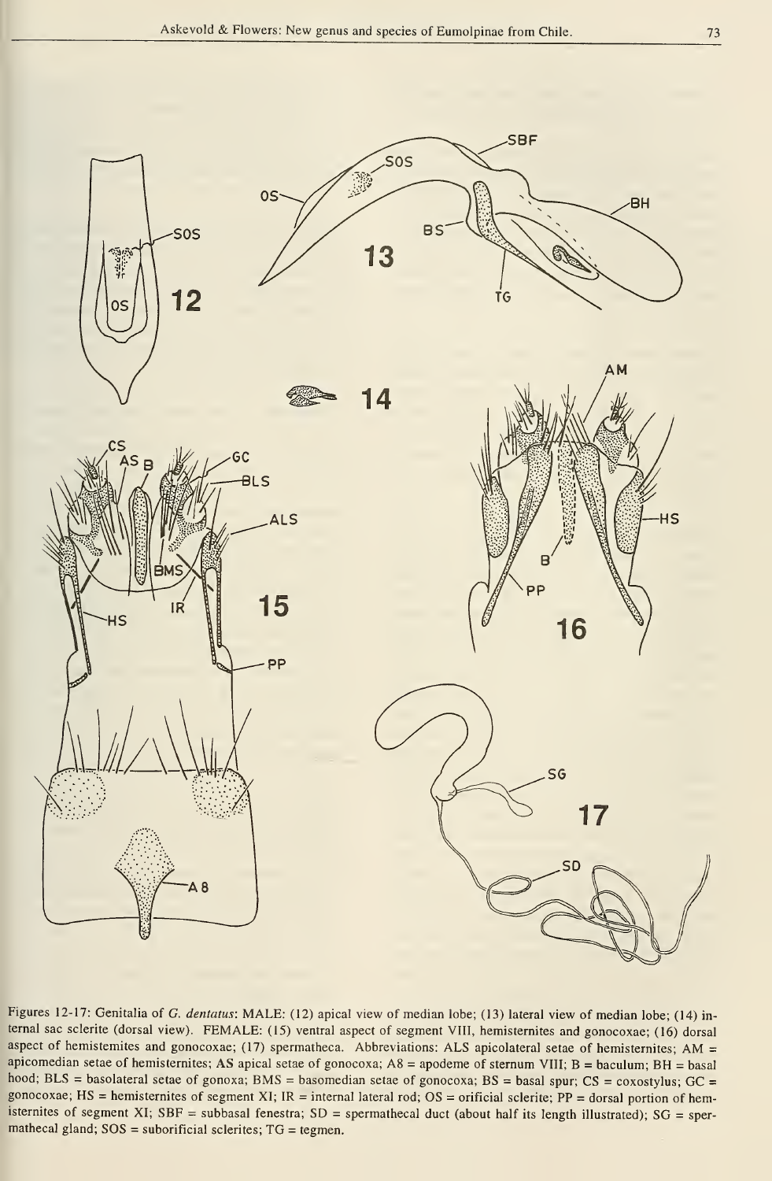Figures 12-17: Genitalia of *G. dentatus*: MALE: (12) apical view of median lobe; (13) lateral view of median lobe; (14) internal sac sclerite (dorsal view). FEMALE: (15) ventral aspect of segment VIII, hemisternites and gonocoxae; (16) dorsal aspect of hemisternites and gonocoxae; (17) spermatheca. Abbreviations: ALS apicolateral setae of hemisternites; AM = apicomedian setae of hemisternites; AS apical setae of gonocoxa; A8 = apodeme of sternum VIII; B = baculum; BH = basal hood; BLS = basolateral setae of gonoxa; BMS = basomedian setae of gonocoxa; BS = basal spur; CS = coxostylus; GC = gonocoxae; HS = hemisternites of segment XI; IR = internal lateral rod; OS = orificial sclerite; PP = dorsal portion of hemisternites of segment XI; SBF = subbasal fenestra; SD = spermathecal duct (about half its length illustrated); SG = spermathecal gland; SOS = suborificial sclerites; TG = tegmen.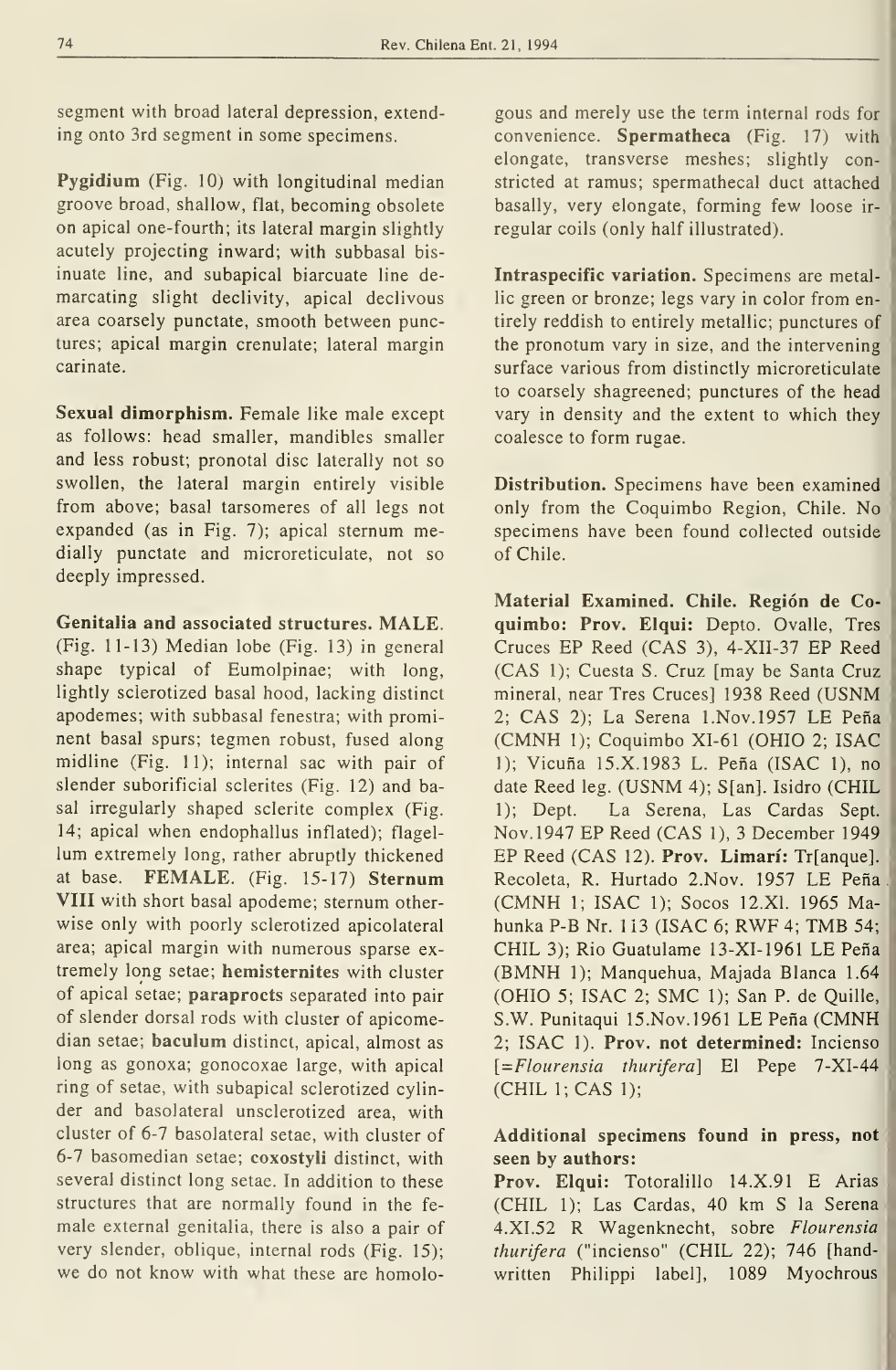segment with broad lateral depression, extending onto 3rd segment in some specimens.

**Pygidium** (Fig. 10) with longitudinal median groove broad, shallow, flat, becoming obsolete on apical one-fourth; its lateral margin slightly acutely projecting inward; with subbasal bisinuate line, and subapical biarcuate line demarcating slight declivity, apical declivous area coarsely punctate, smooth between punctures; apical margin crenulate; lateral margin carinate.

**Sexual dimorphism.** Female like male except as follows: head smaller, mandibles smaller and less robust; pronotal disc laterally not so swollen, the lateral margin entirely visible from above; basal tarsomeres of all legs not expanded (as in Fig. 7); apical sternum medially punctate and microreticulate, not so deeply impressed.

**Genitalia and associated structures. MALE.** (Fig. 11-13) Median lobe (Fig. 13) in general shape typical of Eumolpinae; with long, lightly sclerotized basal hood, lacking distinct apodemes; with subbasal fenestra; with prominent basal spurs; tegmen robust, fused along midline (Fig. 11); internal sac with pair of slender suborificial sclerites (Fig. 12) and basal irregularly shaped sclerite complex (Fig. 14; apical when endophallus inflated); flagellum extremely long, rather abruptly thickened at base. **FEMALE.** (Fig. 15-17) **Sternum VIII** with short basal apodeme; sternum otherwise only with poorly sclerotized apicolateral area; apical margin with numerous sparse extremely long setae; **hemisternites** with cluster of apical setae; **paraprocts** separated into pair of slender dorsal rods with cluster of apicomedian setae; **baculum** distinct, apical, almost as long as gonoxa; gonocoxae large, with apical ring of setae, with subapical sclerotized cylinder and basolateral unsclerotized area, with cluster of 6-7 basolateral setae, with cluster of 6-7 basomedian setae; **coxostyli** distinct, with several distinct long setae. In addition to these structures that are normally found in the female external genitalia, there is also a pair of very slender, oblique, internal rods (Fig. 15); we do not know with what these are homologous and merely use the term internal rods for convenience. **Spermatheca** (Fig. 17) with elongate, transverse meshes; slightly constricted at ramus; spermathecal duct attached basally, very elongate, forming few loose irregular coils (only half illustrated).

**Intraspecific variation.** Specimens are metallic green or bronze; legs vary in color from entirely reddish to entirely metallic; punctures of the pronotum vary in size, and the intervening surface various from distinctly microreticulate to coarsely shagreened; punctures of the head vary in density and the extent to which they coalesce to form rugae.

**Distribution.** Specimens have been examined only from the Coquimbo Region, Chile. No specimens have been found collected outside of Chile.

**Material Examined. Chile. Región de Coquimbo: Prov. Elqui:** Depto. Ovalle, Tres Cruces EP Reed (CAS 3), 4-XII-37 EP Reed (CAS 1); Cuesta S. Cruz [may be Santa Cruz mineral, near Tres Cruces] 1938 Reed (USNM 2; CAS 2); La Serena 1.Nov.1957 LE Peña (CMNH 1); Coquimbo XI-61 (OHIO 2; ISAC 1); Vicuña 15.X.1983 L. Peña (ISAC 1), no date Reed leg. (USNM 4); S[an]. Isidro (CHIL 1); Dept. La Serena, Las Cardas Sept. Nov.1947 EP Reed (CAS 1), 3 December 1949 EP Reed (CAS 12). **Prov. Limarí:** Tr[anque]. Recoleta, R. Hurtado 2.Nov. 1957 LE Peña (CMNH 1; ISAC 1); Socos 12.XI. 1965 Mahunka P-B Nr. 113 (ISAC 6; RWF 4; TMB 54; CHIL 3); Rio Guatulame 13-XI-1961 LE Peña (BMNH 1); Manquehua, Majada Blanca 1.64 (OHIO 5; ISAC 2; SMC 1); San P. de Quille, S.W. Punitaqui 15.Nov.1961 LE Peña (CMNH 2; ISAC 1). **Prov. not determined:** Incienso [=*Flourensia thurifera*] El Pepe 7-XI-44 (CHIL 1; CAS 1);

**Additional specimens found in press, not seen by authors:**

**Prov. Elqui:** Totoralillo 14.X.91 E Arias (CHIL 1); Las Cardas, 40 km S la Serena 4.XI.52 R Wagenknecht, sobre *Flourensia thurifera* ("incienso" (CHIL 22); 746 [handwritten Philippi label], 1089 Myochrous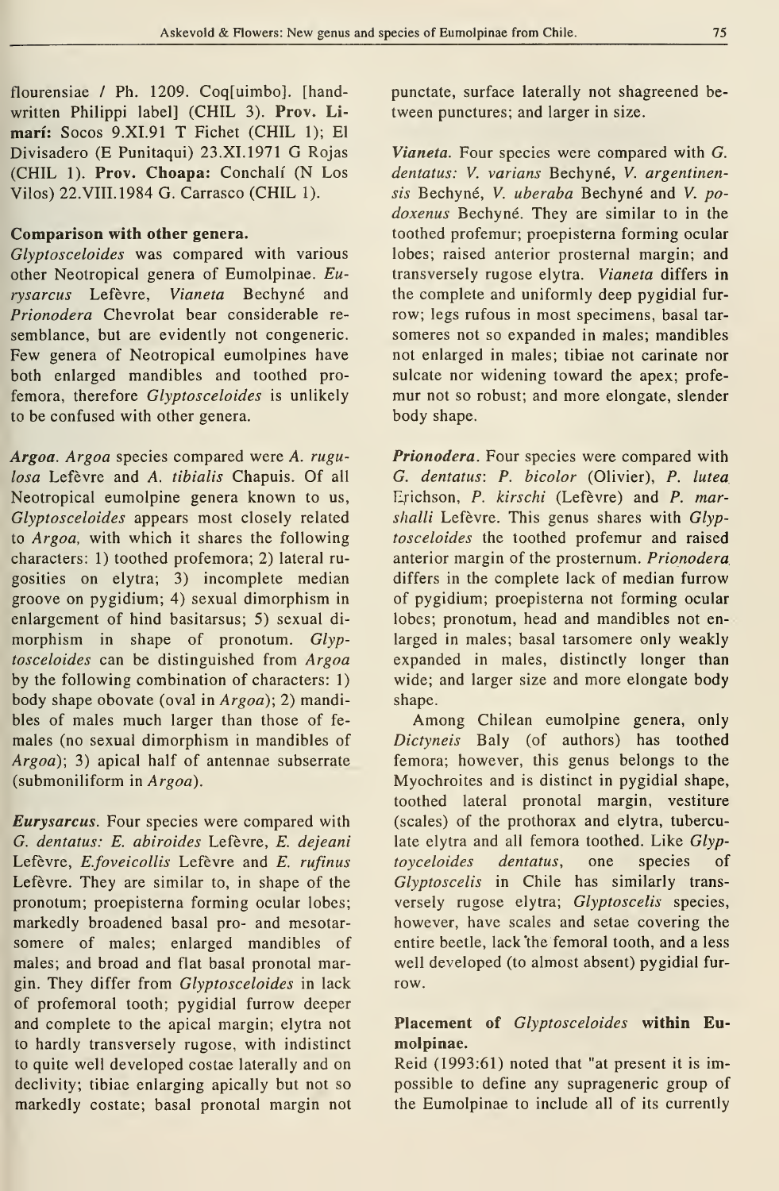flourensiae / Ph. 1209. Coq[uimbo]. [handwritten Philippi label] (CHIL 3). **Prov. Limarí:** Socos 9.XI.91 T Fichet (CHIL 1); El Divisadero (E Punitaqui) 23.XI.1971 G Rojas (CHIL 1). **Prov. Choapa:** Conchalí (N Los Vilos) 22.VIII.1984 G. Carrasco (CHIL 1).

### Comparison with other genera.

*Glyptosceloides* was compared with various other Neotropical genera of Eumolpinae. *Eurysarcus* Lefèvre, *Vianeta* Bechyné and *Prionodera* Chevrolat bear considerable resemblance, but are evidently not congeneric. Few genera of Neotropical eumolpines have both enlarged mandibles and toothed profemora, therefore *Glyptosceloides* is unlikely to be confused with other genera.

***Argoa***. *Argoa* species compared were *A. rugulosa* Lefèvre and *A. tibialis* Chapuis. Of all Neotropical eumolpine genera known to us, *Glyptosceloides* appears most closely related to *Argoa*, with which it shares the following characters: 1) toothed profemora; 2) lateral rugosities on elytra; 3) incomplete median groove on pygidium; 4) sexual dimorphism in enlargement of hind basitarsus; 5) sexual dimorphism in shape of pronotum. *Glyptosceloides* can be distinguished from *Argoa* by the following combination of characters: 1) body shape obovate (oval in *Argoa*); 2) mandibles of males much larger than those of females (no sexual dimorphism in mandibles of *Argoa*); 3) apical half of antennae subserrate (submoniliform in *Argoa*).

***Eurysarcus***. Four species were compared with *G. dentatus*: *E. abiroides* Lefèvre, *E. dejeani* Lefèvre, *E.foveicollis* Lefèvre and *E. rufinus* Lefèvre. They are similar to, in shape of the pronotum; proepisterna forming ocular lobes; markedly broadened basal pro- and mesotarsomere of males; enlarged mandibles of males; and broad and flat basal pronotal margin. They differ from *Glyptosceloides* in lack of profemoral tooth; pygidial furrow deeper and complete to the apical margin; elytra not to hardly transversely rugose, with indistinct to quite well developed costae laterally and on declivity; tibiae enlarging apically but not so markedly costate; basal pronotal margin not punctate, surface laterally not shagreened between punctures; and larger in size.

***Vianeta***. Four species were compared with *G. dentatus*: *V. varians* Bechyné, *V. argentinensis* Bechyné, *V. uberaba* Bechyné and *V. podoxenus* Bechyné. They are similar to in the toothed profemur; proepisterna forming ocular lobes; raised anterior prosternal margin; and transversely rugose elytra. *Vianeta* differs in the complete and uniformly deep pygidial furrow; legs rufous in most specimens, basal tarsomeres not so expanded in males; mandibles not enlarged in males; tibiae not carinate nor sulcate nor widening toward the apex; profemur not so robust; and more elongate, slender body shape.

***Prionodera***. Four species were compared with *G. dentatus*: *P. bicolor* (Olivier), *P. lutea* Erichson, *P. kirschi* (Lefèvre) and *P. marshalli* Lefèvre. This genus shares with *Glyptosceloides* the toothed profemur and raised anterior margin of the prosternum. *Prionodera* differs in the complete lack of median furrow of pygidium; proepisterna not forming ocular lobes; pronotum, head and mandibles not enlarged in males; basal tarsomere only weakly expanded in males, distinctly longer than wide; and larger size and more elongate body shape.

Among Chilean eumolpine genera, only *Dictyneis* Baly (of authors) has toothed femora; however, this genus belongs to the Myochroites and is distinct in pygidial shape, toothed lateral pronotal margin, vestiture (scales) of the prothorax and elytra, tuberculate elytra and all femora toothed. Like *Glyptoyceloides dentatus*, one species of *Glyptoscelis* in Chile has similarly transversely rugose elytra; *Glyptoscelis* species, however, have scales and setae covering the entire beetle, lack the femoral tooth, and a less well developed (to almost absent) pygidial furrow.

### Placement of *Glyptosceloides* within Eumolpinae.

Reid (1993:61) noted that "at present it is impossible to define any suprageneric group of the Eumolpinae to include all of its currently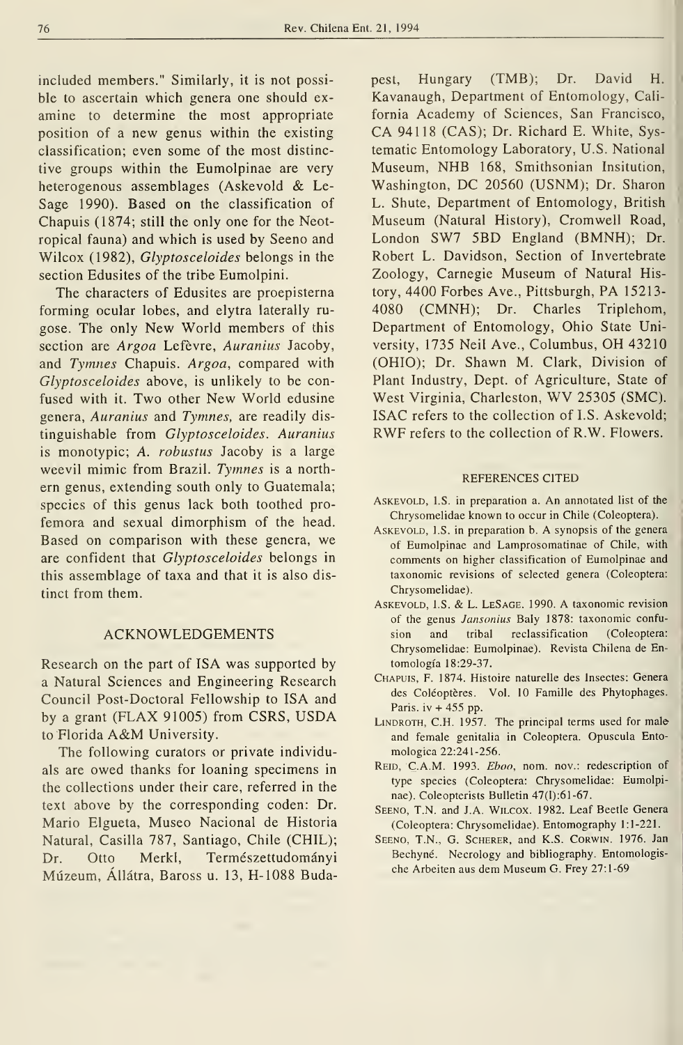included members." Similarly, it is not possible to ascertain which genera one should examine to determine the most appropriate position of a new genus within the existing classification; even some of the most distinctive groups within the Eumolpinae are very heterogenous assemblages (Askevold & LeSage 1990). Based on the classification of Chapuis (1874; still the only one for the Neotropical fauna) and which is used by Seeno and Wilcox (1982), *Glyptosceloides* belongs in the section Edusites of the tribe Eumolpini.

The characters of Edusites are proepisterna forming ocular lobes, and elytra laterally rugose. The only New World members of this section are *Argoa* Lefèvre, *Auranius* Jacoby, and *Tymnes* Chapuis. *Argoa*, compared with *Glyptosceloides* above, is unlikely to be confused with it. Two other New World edusine genera, *Auranius* and *Tymnes*, are readily distinguishable from *Glyptosceloides*. *Auranius* is monotypic; *A. robustus* Jacoby is a large weevil mimic from Brazil. *Tymnes* is a northern genus, extending south only to Guatemala; species of this genus lack both toothed profemora and sexual dimorphism of the head. Based on comparison with these genera, we are confident that *Glyptosceloides* belongs in this assemblage of taxa and that it is also distinct from them.

## ACKNOWLEDGEMENTS

Research on the part of ISA was supported by a Natural Sciences and Engineering Research Council Post-Doctoral Fellowship to ISA and by a grant (FLAX 91005) from CSRS, USDA to Florida A&M University.

The following curators or private individuals are owed thanks for loaning specimens in the collections under their care, referred in the text above by the corresponding coden: Dr. Mario Elgueta, Museo Nacional de Historia Natural, Casilla 787, Santiago, Chile (CHIL); Dr. Otto Merkl, Természettudományi Múzeum, Állátra, Baross u. 13, H-1088 Budapest, Hungary (TMB); Dr. David H. Kavanaugh, Department of Entomology, California Academy of Sciences, San Francisco, CA 94118 (CAS); Dr. Richard E. White, Systematic Entomology Laboratory, U.S. National Museum, NHB 168, Smithsonian Insitution, Washington, DC 20560 (USNM); Dr. Sharon L. Shute, Department of Entomology, British Museum (Natural History), Cromwell Road, London SW7 5BD England (BMNH); Dr. Robert L. Davidson, Section of Invertebrate Zoology, Carnegie Museum of Natural History, 4400 Forbes Ave., Pittsburgh, PA 15213-4080 (CMNH); Dr. Charles Triplehorn, Department of Entomology, Ohio State University, 1735 Neil Ave., Columbus, OH 43210 (OHIO); Dr. Shawn M. Clark, Division of Plant Industry, Dept. of Agriculture, State of West Virginia, Charleston, WV 25305 (SMC). ISAC refers to the collection of I.S. Askevold; RWF refers to the collection of R.W. Flowers.

## REFERENCES CITED

Askevold, I.S. in preparation a. An annotated list of the Chrysomelidae known to occur in Chile (Coleoptera).

Askevold, I.S. in preparation b. A synopsis of the genera of Eumolpinae and Lamprosomatinae of Chile, with comments on higher classification of Eumolpinae and taxonomic revisions of selected genera (Coleoptera: Chrysomelidae).

Askevold, I.S. & L. LeSage. 1990. A taxonomic revision of the genus *Jansonius* Baly 1878: taxonomic confusion and tribal reclassification (Coleoptera: Chrysomelidae: Eumolpinae). Revista Chilena de Entomología 18:29-37.

Chapuis, F. 1874. Histoire naturelle des Insectes: Genera des Coléoptères. Vol. 10 Famille des Phytophages. Paris. iv + 455 pp.

Lindroth, C.H. 1957. The principal terms used for male and female genitalia in Coleoptera. Opuscula Entomologica 22:241-256.

Reid, C.A.M. 1993. *Eboo*, nom. nov.: redescription of type species (Coleoptera: Chrysomelidae: Eumolpinae). Coleopterists Bulletin 47(1):61-67.

Seeno, T.N. and J.A. Wilcox. 1982. Leaf Beetle Genera (Coleoptera: Chrysomelidae). Entomography 1:1-221.

Seeno, T.N., G. Scherer, and K.S. Corwin. 1976. Jan Bechyné. Necrology and bibliography. Entomologische Arbeiten aus dem Museum G. Frey 27:1-69